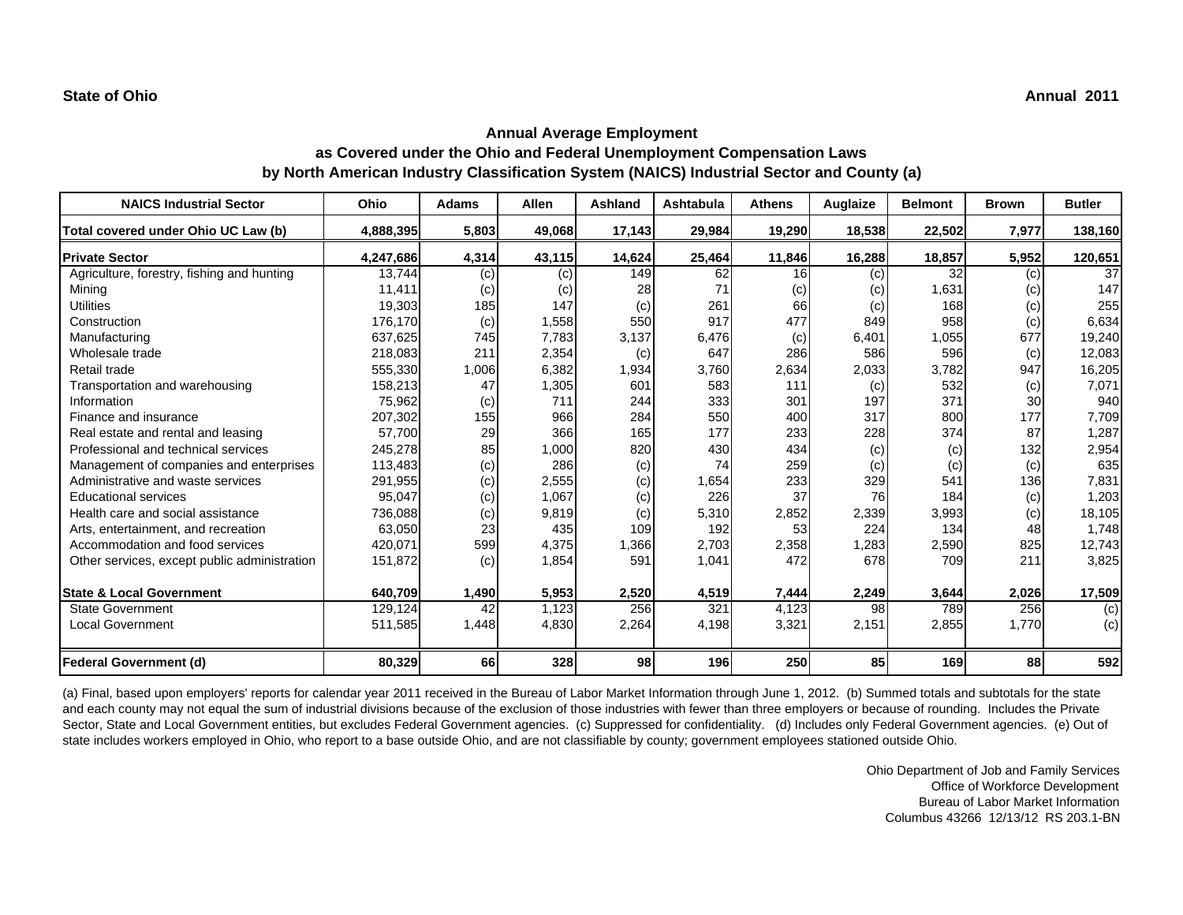**State of Ohio** **Annual 2011**

## Annual Average Employment
### as Covered under the Ohio and Federal Unemployment Compensation Laws
### by North American Industry Classification System (NAICS) Industrial Sector and County (a)

| NAICS Industrial Sector | Ohio | Adams | Allen | Ashland | Ashtabula | Athens | Auglaize | Belmont | Brown | Butler |
|---|---|---|---|---|---|---|---|---|---|---|
| **Total covered under Ohio UC Law (b)** | **4,888,395** | **5,803** | **49,068** | **17,143** | **29,984** | **19,290** | **18,538** | **22,502** | **7,977** | **138,160** |
| **Private Sector** | **4,247,686** | **4,314** | **43,115** | **14,624** | **25,464** | **11,846** | **16,288** | **18,857** | **5,952** | **120,651** |
| Agriculture, forestry, fishing and hunting | 13,744 | (c) | (c) | 149 | 62 | 16 | (c) | 32 | (c) | 37 |
| Mining | 11,411 | (c) | (c) | 28 | 71 | (c) | (c) | 1,631 | (c) | 147 |
| Utilities | 19,303 | 185 | 147 | (c) | 261 | 66 | (c) | 168 | (c) | 255 |
| Construction | 176,170 | (c) | 1,558 | 550 | 917 | 477 | 849 | 958 | (c) | 6,634 |
| Manufacturing | 637,625 | 745 | 7,783 | 3,137 | 6,476 | (c) | 6,401 | 1,055 | 677 | 19,240 |
| Wholesale trade | 218,083 | 211 | 2,354 | (c) | 647 | 286 | 586 | 596 | (c) | 12,083 |
| Retail trade | 555,330 | 1,006 | 6,382 | 1,934 | 3,760 | 2,634 | 2,033 | 3,782 | 947 | 16,205 |
| Transportation and warehousing | 158,213 | 47 | 1,305 | 601 | 583 | 111 | (c) | 532 | (c) | 7,071 |
| Information | 75,962 | (c) | 711 | 244 | 333 | 301 | 197 | 371 | 30 | 940 |
| Finance and insurance | 207,302 | 155 | 966 | 284 | 550 | 400 | 317 | 800 | 177 | 7,709 |
| Real estate and rental and leasing | 57,700 | 29 | 366 | 165 | 177 | 233 | 228 | 374 | 87 | 1,287 |
| Professional and technical services | 245,278 | 85 | 1,000 | 820 | 430 | 434 | (c) | (c) | 132 | 2,954 |
| Management of companies and enterprises | 113,483 | (c) | 286 | (c) | 74 | 259 | (c) | (c) | (c) | 635 |
| Administrative and waste services | 291,955 | (c) | 2,555 | (c) | 1,654 | 233 | 329 | 541 | 136 | 7,831 |
| Educational services | 95,047 | (c) | 1,067 | (c) | 226 | 37 | 76 | 184 | (c) | 1,203 |
| Health care and social assistance | 736,088 | (c) | 9,819 | (c) | 5,310 | 2,852 | 2,339 | 3,993 | (c) | 18,105 |
| Arts, entertainment, and recreation | 63,050 | 23 | 435 | 109 | 192 | 53 | 224 | 134 | 48 | 1,748 |
| Accommodation and food services | 420,071 | 599 | 4,375 | 1,366 | 2,703 | 2,358 | 1,283 | 2,590 | 825 | 12,743 |
| Other services, except public administration | 151,872 | (c) | 1,854 | 591 | 1,041 | 472 | 678 | 709 | 211 | 3,825 |
| **State & Local Government** | **640,709** | **1,490** | **5,953** | **2,520** | **4,519** | **7,444** | **2,249** | **3,644** | **2,026** | **17,509** |
| State Government | 129,124 | 42 | 1,123 | 256 | 321 | 4,123 | 98 | 789 | 256 | (c) |
| Local Government | 511,585 | 1,448 | 4,830 | 2,264 | 4,198 | 3,321 | 2,151 | 2,855 | 1,770 | (c) |
| **Federal Government (d)** | **80,329** | **66** | **328** | **98** | **196** | **250** | **85** | **169** | **88** | **592** |

(a) Final, based upon employers' reports for calendar year 2011 received in the Bureau of Labor Market Information through June 1, 2012. (b) Summed totals and subtotals for the state and each county may not equal the sum of industrial divisions because of the exclusion of those industries with fewer than three employers or because of rounding. Includes the Private Sector, State and Local Government entities, but excludes Federal Government agencies. (c) Suppressed for confidentiality. (d) Includes only Federal Government agencies. (e) Out of state includes workers employed in Ohio, who report to a base outside Ohio, and are not classifiable by county; government employees stationed outside Ohio.

Ohio Department of Job and Family Services
Office of Workforce Development
Bureau of Labor Market Information
Columbus 43266 12/13/12 RS 203.1-BN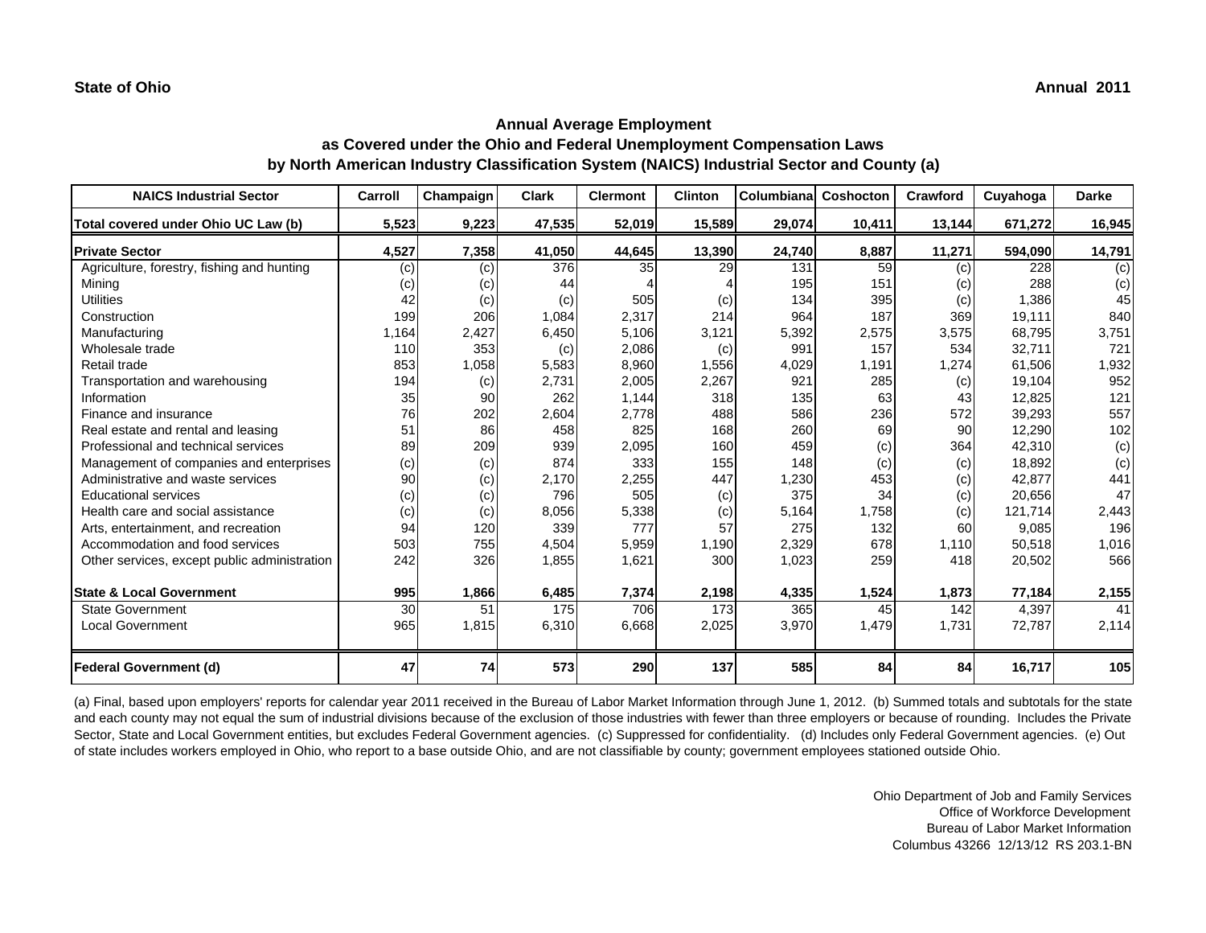**State of Ohio** | **Annual 2011**

## Annual Average Employment
### as Covered under the Ohio and Federal Unemployment Compensation Laws
### by North American Industry Classification System (NAICS) Industrial Sector and County (a)

| NAICS Industrial Sector | Carroll | Champaign | Clark | Clermont | Clinton | Columbiana | Coshocton | Crawford | Cuyahoga | Darke |
|---|---|---|---|---|---|---|---|---|---|---|
| **Total covered under Ohio UC Law (b)** | **5,523** | **9,223** | **47,535** | **52,019** | **15,589** | **29,074** | **10,411** | **13,144** | **671,272** | **16,945** |
| **Private Sector** | **4,527** | **7,358** | **41,050** | **44,645** | **13,390** | **24,740** | **8,887** | **11,271** | **594,090** | **14,791** |
| Agriculture, forestry, fishing and hunting | (c) | (c) | 376 | 35 | 29 | 131 | 59 | (c) | 228 | (c) |
| Mining | (c) | (c) | 44 | 4 | 4 | 195 | 151 | (c) | 288 | (c) |
| Utilities | 42 | (c) | (c) | 505 | (c) | 134 | 395 | (c) | 1,386 | 45 |
| Construction | 199 | 206 | 1,084 | 2,317 | 214 | 964 | 187 | 369 | 19,111 | 840 |
| Manufacturing | 1,164 | 2,427 | 6,450 | 5,106 | 3,121 | 5,392 | 2,575 | 3,575 | 68,795 | 3,751 |
| Wholesale trade | 110 | 353 | (c) | 2,086 | (c) | 991 | 157 | 534 | 32,711 | 721 |
| Retail trade | 853 | 1,058 | 5,583 | 8,960 | 1,556 | 4,029 | 1,191 | 1,274 | 61,506 | 1,932 |
| Transportation and warehousing | 194 | (c) | 2,731 | 2,005 | 2,267 | 921 | 285 | (c) | 19,104 | 952 |
| Information | 35 | 90 | 262 | 1,144 | 318 | 135 | 63 | 43 | 12,825 | 121 |
| Finance and insurance | 76 | 202 | 2,604 | 2,778 | 488 | 586 | 236 | 572 | 39,293 | 557 |
| Real estate and rental and leasing | 51 | 86 | 458 | 825 | 168 | 260 | 69 | 90 | 12,290 | 102 |
| Professional and technical services | 89 | 209 | 939 | 2,095 | 160 | 459 | (c) | 364 | 42,310 | (c) |
| Management of companies and enterprises | (c) | (c) | 874 | 333 | 155 | 148 | (c) | (c) | 18,892 | (c) |
| Administrative and waste services | 90 | (c) | 2,170 | 2,255 | 447 | 1,230 | 453 | (c) | 42,877 | 441 |
| Educational services | (c) | (c) | 796 | 505 | (c) | 375 | 34 | (c) | 20,656 | 47 |
| Health care and social assistance | (c) | (c) | 8,056 | 5,338 | (c) | 5,164 | 1,758 | (c) | 121,714 | 2,443 |
| Arts, entertainment, and recreation | 94 | 120 | 339 | 777 | 57 | 275 | 132 | 60 | 9,085 | 196 |
| Accommodation and food services | 503 | 755 | 4,504 | 5,959 | 1,190 | 2,329 | 678 | 1,110 | 50,518 | 1,016 |
| Other services, except public administration | 242 | 326 | 1,855 | 1,621 | 300 | 1,023 | 259 | 418 | 20,502 | 566 |
| **State & Local Government** | **995** | **1,866** | **6,485** | **7,374** | **2,198** | **4,335** | **1,524** | **1,873** | **77,184** | **2,155** |
| State Government | 30 | 51 | 175 | 706 | 173 | 365 | 45 | 142 | 4,397 | 41 |
| Local Government | 965 | 1,815 | 6,310 | 6,668 | 2,025 | 3,970 | 1,479 | 1,731 | 72,787 | 2,114 |
| **Federal Government (d)** | **47** | **74** | **573** | **290** | **137** | **585** | **84** | **84** | **16,717** | **105** |

(a) Final, based upon employers' reports for calendar year 2011 received in the Bureau of Labor Market Information through June 1, 2012. (b) Summed totals and subtotals for the state and each county may not equal the sum of industrial divisions because of the exclusion of those industries with fewer than three employers or because of rounding. Includes the Private Sector, State and Local Government entities, but excludes Federal Government agencies. (c) Suppressed for confidentiality. (d) Includes only Federal Government agencies. (e) Out of state includes workers employed in Ohio, who report to a base outside Ohio, and are not classifiable by county; government employees stationed outside Ohio.

Ohio Department of Job and Family Services
Office of Workforce Development
Bureau of Labor Market Information
Columbus 43266 12/13/12 RS 203.1-BN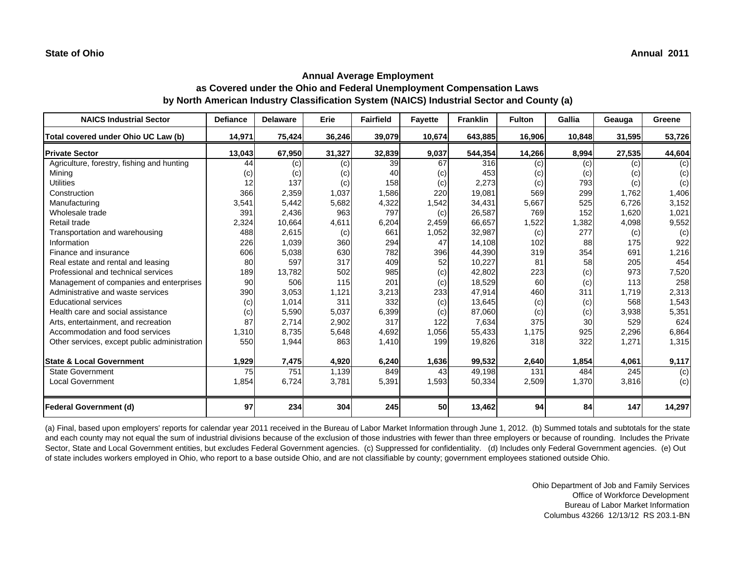State of Ohio

Annual 2011

## Annual Average Employment
## as Covered under the Ohio and Federal Unemployment Compensation Laws
## by North American Industry Classification System (NAICS) Industrial Sector and County (a)

| NAICS Industrial Sector | Defiance | Delaware | Erie | Fairfield | Fayette | Franklin | Fulton | Gallia | Geauga | Greene |
|---|---|---|---|---|---|---|---|---|---|---|
| **Total covered under Ohio UC Law (b)** | **14,971** | **75,424** | **36,246** | **39,079** | **10,674** | **643,885** | **16,906** | **10,848** | **31,595** | **53,726** |
| **Private Sector** | **13,043** | **67,950** | **31,327** | **32,839** | **9,037** | **544,354** | **14,266** | **8,994** | **27,535** | **44,604** |
| Agriculture, forestry, fishing and hunting | 44 | (c) | (c) | 39 | 67 | 316 | (c) | (c) | (c) | (c) |
| Mining | (c) | (c) | (c) | 40 | (c) | 453 | (c) | (c) | (c) | (c) |
| Utilities | 12 | 137 | (c) | 158 | (c) | 2,273 | (c) | 793 | (c) | (c) |
| Construction | 366 | 2,359 | 1,037 | 1,586 | 220 | 19,081 | 569 | 299 | 1,762 | 1,406 |
| Manufacturing | 3,541 | 5,442 | 5,682 | 4,322 | 1,542 | 34,431 | 5,667 | 525 | 6,726 | 3,152 |
| Wholesale trade | 391 | 2,436 | 963 | 797 | (c) | 26,587 | 769 | 152 | 1,620 | 1,021 |
| Retail trade | 2,324 | 10,664 | 4,611 | 6,204 | 2,459 | 66,657 | 1,522 | 1,382 | 4,098 | 9,552 |
| Transportation and warehousing | 488 | 2,615 | (c) | 661 | 1,052 | 32,987 | (c) | 277 | (c) | (c) |
| Information | 226 | 1,039 | 360 | 294 | 47 | 14,108 | 102 | 88 | 175 | 922 |
| Finance and insurance | 606 | 5,038 | 630 | 782 | 396 | 44,390 | 319 | 354 | 691 | 1,216 |
| Real estate and rental and leasing | 80 | 597 | 317 | 409 | 52 | 10,227 | 81 | 58 | 205 | 454 |
| Professional and technical services | 189 | 13,782 | 502 | 985 | (c) | 42,802 | 223 | (c) | 973 | 7,520 |
| Management of companies and enterprises | 90 | 506 | 115 | 201 | (c) | 18,529 | 60 | (c) | 113 | 258 |
| Administrative and waste services | 390 | 3,053 | 1,121 | 3,213 | 233 | 47,914 | 460 | 311 | 1,719 | 2,313 |
| Educational services | (c) | 1,014 | 311 | 332 | (c) | 13,645 | (c) | (c) | 568 | 1,543 |
| Health care and social assistance | (c) | 5,590 | 5,037 | 6,399 | (c) | 87,060 | (c) | (c) | 3,938 | 5,351 |
| Arts, entertainment, and recreation | 87 | 2,714 | 2,902 | 317 | 122 | 7,634 | 375 | 30 | 529 | 624 |
| Accommodation and food services | 1,310 | 8,735 | 5,648 | 4,692 | 1,056 | 55,433 | 1,175 | 925 | 2,296 | 6,864 |
| Other services, except public administration | 550 | 1,944 | 863 | 1,410 | 199 | 19,826 | 318 | 322 | 1,271 | 1,315 |
| **State & Local Government** | **1,929** | **7,475** | **4,920** | **6,240** | **1,636** | **99,532** | **2,640** | **1,854** | **4,061** | **9,117** |
| State Government | 75 | 751 | 1,139 | 849 | 43 | 49,198 | 131 | 484 | 245 | (c) |
| Local Government | 1,854 | 6,724 | 3,781 | 5,391 | 1,593 | 50,334 | 2,509 | 1,370 | 3,816 | (c) |
| **Federal Government (d)** | **97** | **234** | **304** | **245** | **50** | **13,462** | **94** | **84** | **147** | **14,297** |

(a) Final, based upon employers' reports for calendar year 2011 received in the Bureau of Labor Market Information through June 1, 2012. (b) Summed totals and subtotals for the state and each county may not equal the sum of industrial divisions because of the exclusion of those industries with fewer than three employers or because of rounding. Includes the Private Sector, State and Local Government entities, but excludes Federal Government agencies. (c) Suppressed for confidentiality. (d) Includes only Federal Government agencies. (e) Out of state includes workers employed in Ohio, who report to a base outside Ohio, and are not classifiable by county; government employees stationed outside Ohio.

Ohio Department of Job and Family Services
Office of Workforce Development
Bureau of Labor Market Information
Columbus 43266 12/13/12 RS 203.1-BN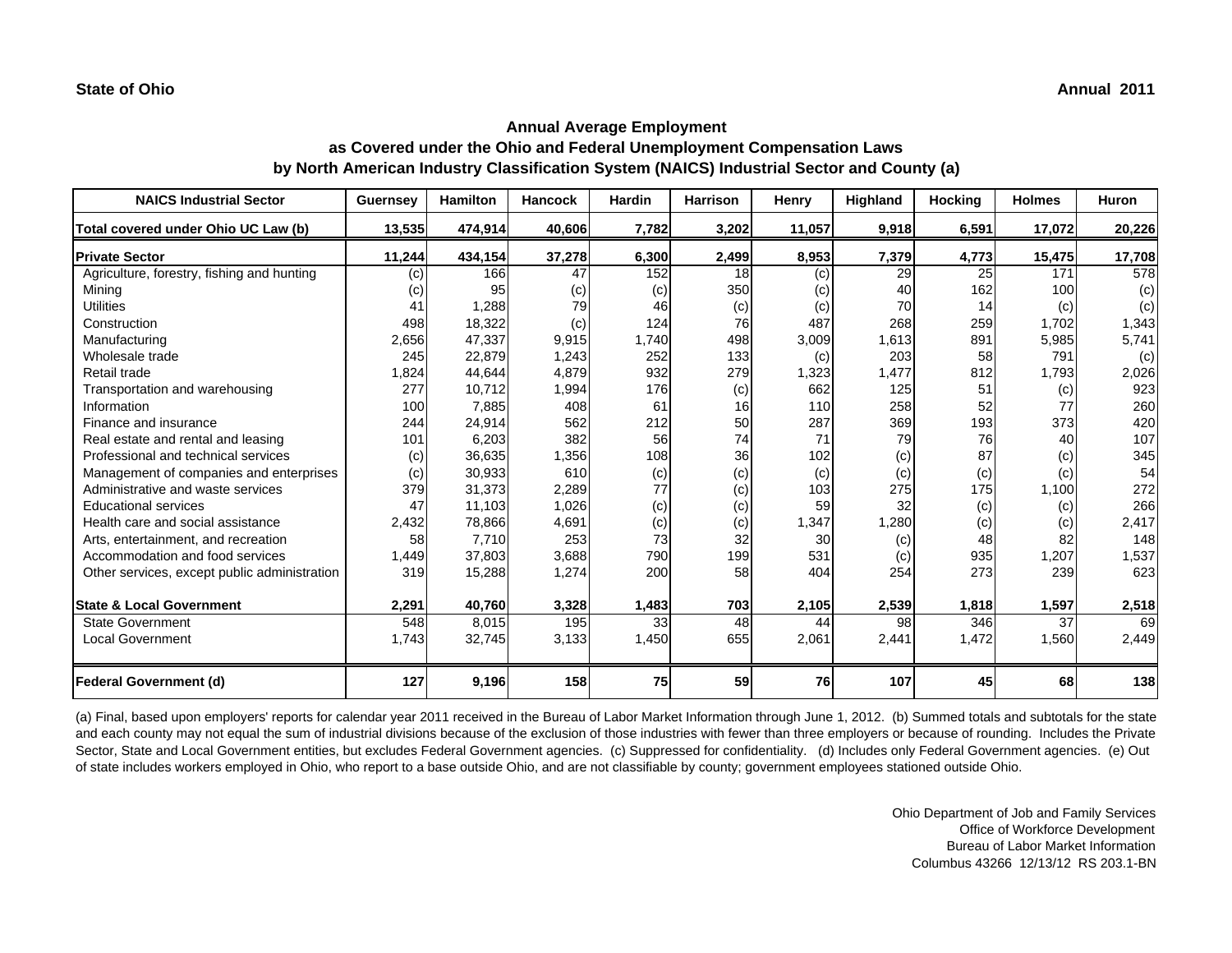**State of Ohio** | **Annual 2011**

## Annual Average Employment
## as Covered under the Ohio and Federal Unemployment Compensation Laws
## by North American Industry Classification System (NAICS) Industrial Sector and County (a)

| NAICS Industrial Sector | Guernsey | Hamilton | Hancock | Hardin | Harrison | Henry | Highland | Hocking | Holmes | Huron |
|---|---|---|---|---|---|---|---|---|---|---|
| **Total covered under Ohio UC Law (b)** | **13,535** | **474,914** | **40,606** | **7,782** | **3,202** | **11,057** | **9,918** | **6,591** | **17,072** | **20,226** |
| **Private Sector** | **11,244** | **434,154** | **37,278** | **6,300** | **2,499** | **8,953** | **7,379** | **4,773** | **15,475** | **17,708** |
| Agriculture, forestry, fishing and hunting | (c) | 166 | 47 | 152 | 18 | (c) | 29 | 25 | 171 | 578 |
| Mining | (c) | 95 | (c) | (c) | 350 | (c) | 40 | 162 | 100 | (c) |
| Utilities | 41 | 1,288 | 79 | 46 | (c) | (c) | 70 | 14 | (c) | (c) |
| Construction | 498 | 18,322 | (c) | 124 | 76 | 487 | 268 | 259 | 1,702 | 1,343 |
| Manufacturing | 2,656 | 47,337 | 9,915 | 1,740 | 498 | 3,009 | 1,613 | 891 | 5,985 | 5,741 |
| Wholesale trade | 245 | 22,879 | 1,243 | 252 | 133 | (c) | 203 | 58 | 791 | (c) |
| Retail trade | 1,824 | 44,644 | 4,879 | 932 | 279 | 1,323 | 1,477 | 812 | 1,793 | 2,026 |
| Transportation and warehousing | 277 | 10,712 | 1,994 | 176 | (c) | 662 | 125 | 51 | (c) | 923 |
| Information | 100 | 7,885 | 408 | 61 | 16 | 110 | 258 | 52 | 77 | 260 |
| Finance and insurance | 244 | 24,914 | 562 | 212 | 50 | 287 | 369 | 193 | 373 | 420 |
| Real estate and rental and leasing | 101 | 6,203 | 382 | 56 | 74 | 71 | 79 | 76 | 40 | 107 |
| Professional and technical services | (c) | 36,635 | 1,356 | 108 | 36 | 102 | (c) | 87 | (c) | 345 |
| Management of companies and enterprises | (c) | 30,933 | 610 | (c) | (c) | (c) | (c) | (c) | (c) | 54 |
| Administrative and waste services | 379 | 31,373 | 2,289 | 77 | (c) | 103 | 275 | 175 | 1,100 | 272 |
| Educational services | 47 | 11,103 | 1,026 | (c) | (c) | 59 | 32 | (c) | (c) | 266 |
| Health care and social assistance | 2,432 | 78,866 | 4,691 | (c) | (c) | 1,347 | 1,280 | (c) | (c) | 2,417 |
| Arts, entertainment, and recreation | 58 | 7,710 | 253 | 73 | 32 | 30 | (c) | 48 | 82 | 148 |
| Accommodation and food services | 1,449 | 37,803 | 3,688 | 790 | 199 | 531 | (c) | 935 | 1,207 | 1,537 |
| Other services, except public administration | 319 | 15,288 | 1,274 | 200 | 58 | 404 | 254 | 273 | 239 | 623 |
| **State & Local Government** | **2,291** | **40,760** | **3,328** | **1,483** | **703** | **2,105** | **2,539** | **1,818** | **1,597** | **2,518** |
| State Government | 548 | 8,015 | 195 | 33 | 48 | 44 | 98 | 346 | 37 | 69 |
| Local Government | 1,743 | 32,745 | 3,133 | 1,450 | 655 | 2,061 | 2,441 | 1,472 | 1,560 | 2,449 |
| **Federal Government (d)** | **127** | **9,196** | **158** | **75** | **59** | **76** | **107** | **45** | **68** | **138** |

(a) Final, based upon employers' reports for calendar year 2011 received in the Bureau of Labor Market Information through June 1, 2012. (b) Summed totals and subtotals for the state and each county may not equal the sum of industrial divisions because of the exclusion of those industries with fewer than three employers or because of rounding. Includes the Private Sector, State and Local Government entities, but excludes Federal Government agencies. (c) Suppressed for confidentiality. (d) Includes only Federal Government agencies. (e) Out of state includes workers employed in Ohio, who report to a base outside Ohio, and are not classifiable by county; government employees stationed outside Ohio.

Ohio Department of Job and Family Services
Office of Workforce Development
Bureau of Labor Market Information
Columbus 43266 12/13/12 RS 203.1-BN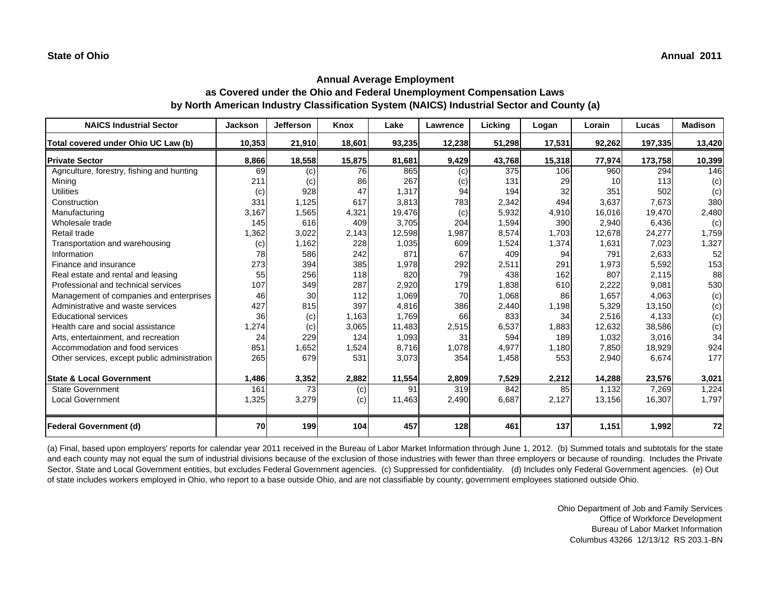State of Ohio

Annual 2011

## Annual Average Employment as Covered under the Ohio and Federal Unemployment Compensation Laws by North American Industry Classification System (NAICS) Industrial Sector and County (a)

| NAICS Industrial Sector | Jackson | Jefferson | Knox | Lake | Lawrence | Licking | Logan | Lorain | Lucas | Madison |
|---|---|---|---|---|---|---|---|---|---|---|
| Total covered under Ohio UC Law (b) | 10,353 | 21,910 | 18,601 | 93,235 | 12,238 | 51,298 | 17,531 | 92,262 | 197,335 | 13,420 |
| **Private Sector** | 8,866 | 18,558 | 15,875 | 81,681 | 9,429 | 43,768 | 15,318 | 77,974 | 173,758 | 10,399 |
| Agriculture, forestry, fishing and hunting | 69 | (c) | 76 | 865 | (c) | 375 | 106 | 960 | 294 | 146 |
| Mining | 211 | (c) | 86 | 267 | (c) | 131 | 29 | 10 | 113 | (c) |
| Utilities | (c) | 928 | 47 | 1,317 | 94 | 194 | 32 | 351 | 502 | (c) |
| Construction | 331 | 1,125 | 617 | 3,813 | 783 | 2,342 | 494 | 3,637 | 7,673 | 380 |
| Manufacturing | 3,167 | 1,565 | 4,321 | 19,476 | (c) | 5,932 | 4,910 | 16,016 | 19,470 | 2,480 |
| Wholesale trade | 145 | 616 | 409 | 3,705 | 204 | 1,594 | 390 | 2,940 | 6,436 | (c) |
| Retail trade | 1,362 | 3,022 | 2,143 | 12,598 | 1,987 | 8,574 | 1,703 | 12,678 | 24,277 | 1,759 |
| Transportation and warehousing | (c) | 1,162 | 228 | 1,035 | 609 | 1,524 | 1,374 | 1,631 | 7,023 | 1,327 |
| Information | 78 | 586 | 242 | 871 | 67 | 409 | 94 | 791 | 2,633 | 52 |
| Finance and insurance | 273 | 394 | 385 | 1,978 | 292 | 2,511 | 291 | 1,973 | 5,592 | 153 |
| Real estate and rental and leasing | 55 | 256 | 118 | 820 | 79 | 438 | 162 | 807 | 2,115 | 88 |
| Professional and technical services | 107 | 349 | 287 | 2,920 | 179 | 1,838 | 610 | 2,222 | 9,081 | 530 |
| Management of companies and enterprises | 46 | 30 | 112 | 1,069 | 70 | 1,068 | 86 | 1,657 | 4,063 | (c) |
| Administrative and waste services | 427 | 815 | 397 | 4,816 | 386 | 2,440 | 1,198 | 5,329 | 13,150 | (c) |
| Educational services | 36 | (c) | 1,163 | 1,769 | 66 | 833 | 34 | 2,516 | 4,133 | (c) |
| Health care and social assistance | 1,274 | (c) | 3,065 | 11,483 | 2,515 | 6,537 | 1,883 | 12,632 | 38,586 | (c) |
| Arts, entertainment, and recreation | 24 | 229 | 124 | 1,093 | 31 | 594 | 189 | 1,032 | 3,016 | 34 |
| Accommodation and food services | 851 | 1,652 | 1,524 | 8,716 | 1,078 | 4,977 | 1,180 | 7,850 | 18,929 | 924 |
| Other services, except public administration | 265 | 679 | 531 | 3,073 | 354 | 1,458 | 553 | 2,940 | 6,674 | 177 |
| **State & Local Government** | 1,486 | 3,352 | 2,882 | 11,554 | 2,809 | 7,529 | 2,212 | 14,288 | 23,576 | 3,021 |
| State Government | 161 | 73 | (c) | 91 | 319 | 842 | 85 | 1,132 | 7,269 | 1,224 |
| Local Government | 1,325 | 3,279 | (c) | 11,463 | 2,490 | 6,687 | 2,127 | 13,156 | 16,307 | 1,797 |
| **Federal Government (d)** | 70 | 199 | 104 | 457 | 128 | 461 | 137 | 1,151 | 1,992 | 72 |

(a) Final, based upon employers' reports for calendar year 2011 received in the Bureau of Labor Market Information through June 1, 2012. (b) Summed totals and subtotals for the state and each county may not equal the sum of industrial divisions because of the exclusion of those industries with fewer than three employers or because of rounding. Includes the Private Sector, State and Local Government entities, but excludes Federal Government agencies. (c) Suppressed for confidentiality. (d) Includes only Federal Government agencies. (e) Out of state includes workers employed in Ohio, who report to a base outside Ohio, and are not classifiable by county; government employees stationed outside Ohio.

Ohio Department of Job and Family Services
Office of Workforce Development
Bureau of Labor Market Information
Columbus 43266 12/13/12 RS 203.1-BN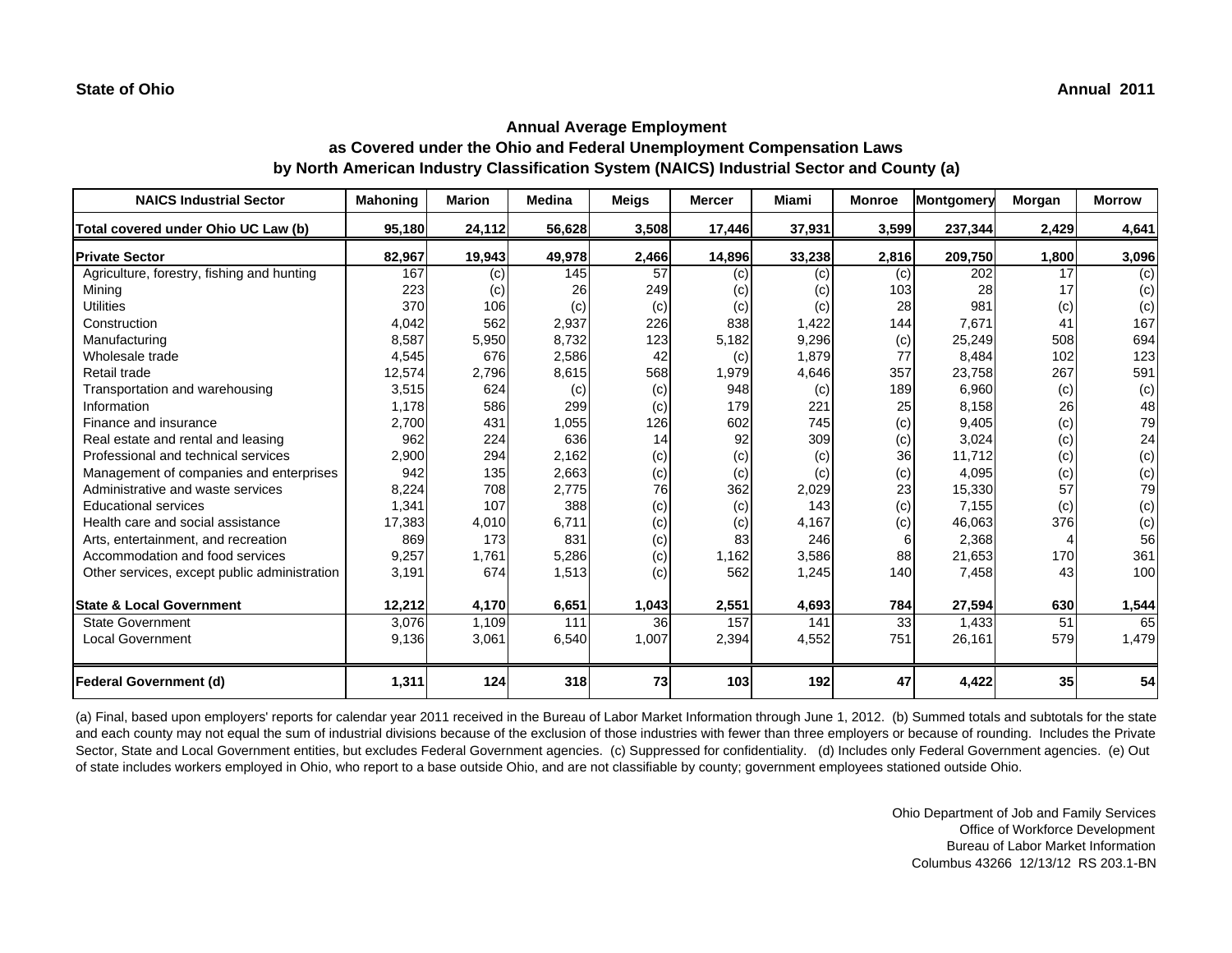**State of Ohio** **Annual 2011**

## Annual Average Employment
## as Covered under the Ohio and Federal Unemployment Compensation Laws
## by North American Industry Classification System (NAICS) Industrial Sector and County (a)

| NAICS Industrial Sector | Mahoning | Marion | Medina | Meigs | Mercer | Miami | Monroe | Montgomery | Morgan | Morrow |
|---|---|---|---|---|---|---|---|---|---|---|
| **Total covered under Ohio UC Law (b)** | **95,180** | **24,112** | **56,628** | **3,508** | **17,446** | **37,931** | **3,599** | **237,344** | **2,429** | **4,641** |
| **Private Sector** | **82,967** | **19,943** | **49,978** | **2,466** | **14,896** | **33,238** | **2,816** | **209,750** | **1,800** | **3,096** |
| Agriculture, forestry, fishing and hunting | 167 | (c) | 145 | 57 | (c) | (c) | (c) | 202 | 17 | (c) |
| Mining | 223 | (c) | 26 | 249 | (c) | (c) | 103 | 28 | 17 | (c) |
| Utilities | 370 | 106 | (c) | (c) | (c) | (c) | 28 | 981 | (c) | (c) |
| Construction | 4,042 | 562 | 2,937 | 226 | 838 | 1,422 | 144 | 7,671 | 41 | 167 |
| Manufacturing | 8,587 | 5,950 | 8,732 | 123 | 5,182 | 9,296 | (c) | 25,249 | 508 | 694 |
| Wholesale trade | 4,545 | 676 | 2,586 | 42 | (c) | 1,879 | 77 | 8,484 | 102 | 123 |
| Retail trade | 12,574 | 2,796 | 8,615 | 568 | 1,979 | 4,646 | 357 | 23,758 | 267 | 591 |
| Transportation and warehousing | 3,515 | 624 | (c) | (c) | 948 | (c) | 189 | 6,960 | (c) | (c) |
| Information | 1,178 | 586 | 299 | (c) | 179 | 221 | 25 | 8,158 | 26 | 48 |
| Finance and insurance | 2,700 | 431 | 1,055 | 126 | 602 | 745 | (c) | 9,405 | (c) | 79 |
| Real estate and rental and leasing | 962 | 224 | 636 | 14 | 92 | 309 | (c) | 3,024 | (c) | 24 |
| Professional and technical services | 2,900 | 294 | 2,162 | (c) | (c) | (c) | 36 | 11,712 | (c) | (c) |
| Management of companies and enterprises | 942 | 135 | 2,663 | (c) | (c) | (c) | (c) | 4,095 | (c) | (c) |
| Administrative and waste services | 8,224 | 708 | 2,775 | 76 | 362 | 2,029 | 23 | 15,330 | 57 | 79 |
| Educational services | 1,341 | 107 | 388 | (c) | (c) | 143 | (c) | 7,155 | (c) | (c) |
| Health care and social assistance | 17,383 | 4,010 | 6,711 | (c) | (c) | 4,167 | (c) | 46,063 | 376 | (c) |
| Arts, entertainment, and recreation | 869 | 173 | 831 | (c) | 83 | 246 | 6 | 2,368 | 4 | 56 |
| Accommodation and food services | 9,257 | 1,761 | 5,286 | (c) | 1,162 | 3,586 | 88 | 21,653 | 170 | 361 |
| Other services, except public administration | 3,191 | 674 | 1,513 | (c) | 562 | 1,245 | 140 | 7,458 | 43 | 100 |
| **State & Local Government** | **12,212** | **4,170** | **6,651** | **1,043** | **2,551** | **4,693** | **784** | **27,594** | **630** | **1,544** |
| State Government | 3,076 | 1,109 | 111 | 36 | 157 | 141 | 33 | 1,433 | 51 | 65 |
| Local Government | 9,136 | 3,061 | 6,540 | 1,007 | 2,394 | 4,552 | 751 | 26,161 | 579 | 1,479 |
| **Federal Government (d)** | **1,311** | **124** | **318** | **73** | **103** | **192** | **47** | **4,422** | **35** | **54** |

(a) Final, based upon employers' reports for calendar year 2011 received in the Bureau of Labor Market Information through June 1, 2012. (b) Summed totals and subtotals for the state and each county may not equal the sum of industrial divisions because of the exclusion of those industries with fewer than three employers or because of rounding. Includes the Private Sector, State and Local Government entities, but excludes Federal Government agencies. (c) Suppressed for confidentiality. (d) Includes only Federal Government agencies. (e) Out of state includes workers employed in Ohio, who report to a base outside Ohio, and are not classifiable by county; government employees stationed outside Ohio.

Ohio Department of Job and Family Services
Office of Workforce Development
Bureau of Labor Market Information
Columbus 43266 12/13/12 RS 203.1-BN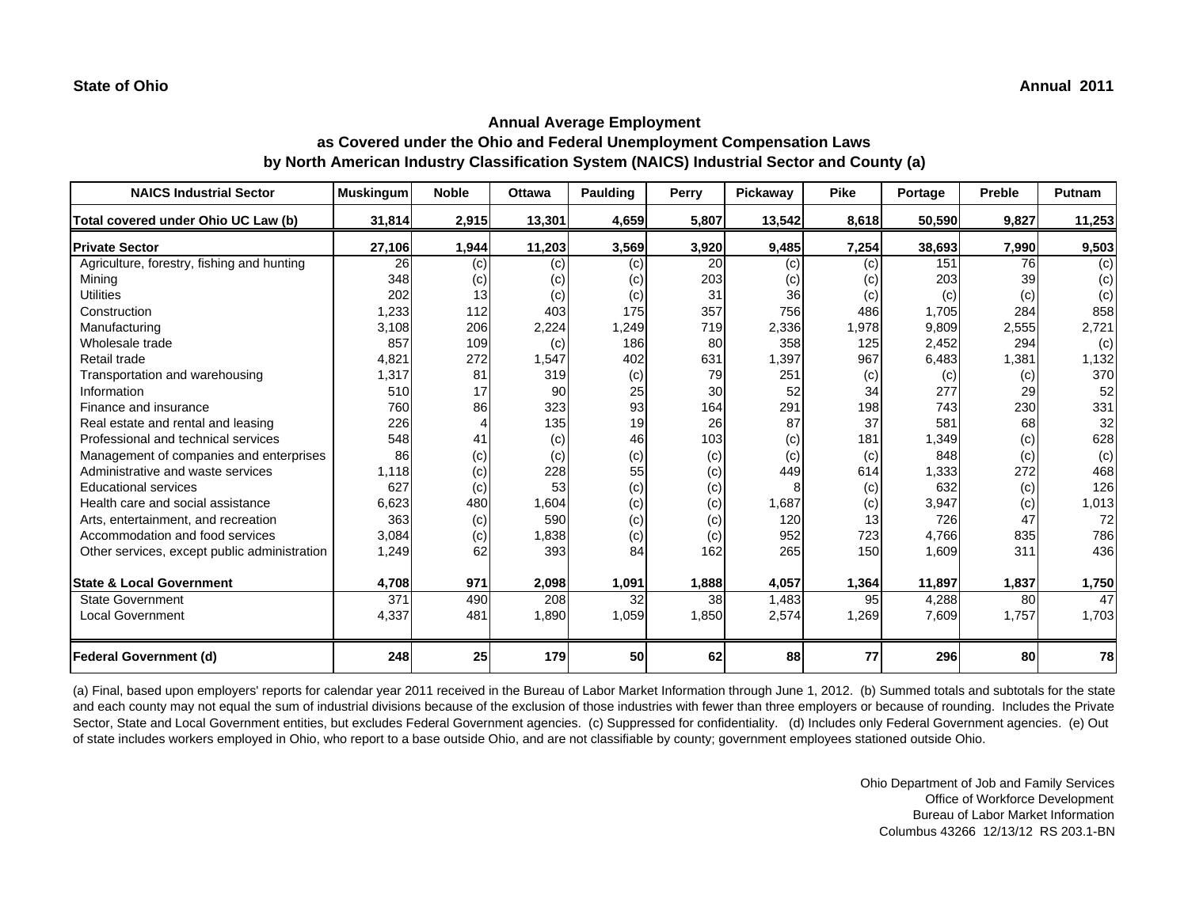State of Ohio

Annual 2011

## Annual Average Employment
## as Covered under the Ohio and Federal Unemployment Compensation Laws
## by North American Industry Classification System (NAICS) Industrial Sector and County (a)

| NAICS Industrial Sector | Muskingum | Noble | Ottawa | Paulding | Perry | Pickaway | Pike | Portage | Preble | Putnam |
|---|---|---|---|---|---|---|---|---|---|---|
| **Total covered under Ohio UC Law (b)** | **31,814** | **2,915** | **13,301** | **4,659** | **5,807** | **13,542** | **8,618** | **50,590** | **9,827** | **11,253** |
| **Private Sector** | **27,106** | **1,944** | **11,203** | **3,569** | **3,920** | **9,485** | **7,254** | **38,693** | **7,990** | **9,503** |
| Agriculture, forestry, fishing and hunting | 26 | (c) | (c) | (c) | 20 | (c) | (c) | 151 | 76 | (c) |
| Mining | 348 | (c) | (c) | (c) | 203 | (c) | (c) | 203 | 39 | (c) |
| Utilities | 202 | 13 | (c) | (c) | 31 | 36 | (c) | (c) | (c) | (c) |
| Construction | 1,233 | 112 | 403 | 175 | 357 | 756 | 486 | 1,705 | 284 | 858 |
| Manufacturing | 3,108 | 206 | 2,224 | 1,249 | 719 | 2,336 | 1,978 | 9,809 | 2,555 | 2,721 |
| Wholesale trade | 857 | 109 | (c) | 186 | 80 | 358 | 125 | 2,452 | 294 | (c) |
| Retail trade | 4,821 | 272 | 1,547 | 402 | 631 | 1,397 | 967 | 6,483 | 1,381 | 1,132 |
| Transportation and warehousing | 1,317 | 81 | 319 | (c) | 79 | 251 | (c) | (c) | (c) | 370 |
| Information | 510 | 17 | 90 | 25 | 30 | 52 | 34 | 277 | 29 | 52 |
| Finance and insurance | 760 | 86 | 323 | 93 | 164 | 291 | 198 | 743 | 230 | 331 |
| Real estate and rental and leasing | 226 | 4 | 135 | 19 | 26 | 87 | 37 | 581 | 68 | 32 |
| Professional and technical services | 548 | 41 | (c) | 46 | 103 | (c) | 181 | 1,349 | (c) | 628 |
| Management of companies and enterprises | 86 | (c) | (c) | (c) | (c) | (c) | (c) | 848 | (c) | (c) |
| Administrative and waste services | 1,118 | (c) | 228 | 55 | (c) | 449 | 614 | 1,333 | 272 | 468 |
| Educational services | 627 | (c) | 53 | (c) | (c) | 8 | (c) | 632 | (c) | 126 |
| Health care and social assistance | 6,623 | 480 | 1,604 | (c) | (c) | 1,687 | (c) | 3,947 | (c) | 1,013 |
| Arts, entertainment, and recreation | 363 | (c) | 590 | (c) | (c) | 120 | 13 | 726 | 47 | 72 |
| Accommodation and food services | 3,084 | (c) | 1,838 | (c) | (c) | 952 | 723 | 4,766 | 835 | 786 |
| Other services, except public administration | 1,249 | 62 | 393 | 84 | 162 | 265 | 150 | 1,609 | 311 | 436 |
| **State & Local Government** | **4,708** | **971** | **2,098** | **1,091** | **1,888** | **4,057** | **1,364** | **11,897** | **1,837** | **1,750** |
| State Government | 371 | 490 | 208 | 32 | 38 | 1,483 | 95 | 4,288 | 80 | 47 |
| Local Government | 4,337 | 481 | 1,890 | 1,059 | 1,850 | 2,574 | 1,269 | 7,609 | 1,757 | 1,703 |
| **Federal Government (d)** | **248** | **25** | **179** | **50** | **62** | **88** | **77** | **296** | **80** | **78** |

(a) Final, based upon employers' reports for calendar year 2011 received in the Bureau of Labor Market Information through June 1, 2012. (b) Summed totals and subtotals for the state and each county may not equal the sum of industrial divisions because of the exclusion of those industries with fewer than three employers or because of rounding. Includes the Private Sector, State and Local Government entities, but excludes Federal Government agencies. (c) Suppressed for confidentiality. (d) Includes only Federal Government agencies. (e) Out of state includes workers employed in Ohio, who report to a base outside Ohio, and are not classifiable by county; government employees stationed outside Ohio.

Ohio Department of Job and Family Services
Office of Workforce Development
Bureau of Labor Market Information
Columbus 43266 12/13/12 RS 203.1-BN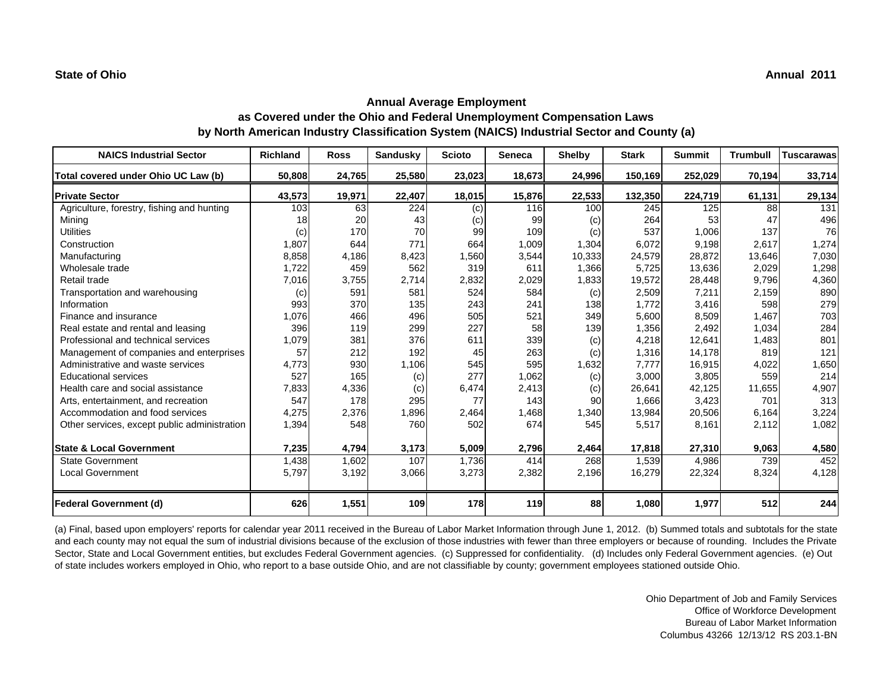**State of Ohio** **Annual 2011**

## Annual Average Employment
## as Covered under the Ohio and Federal Unemployment Compensation Laws
## by North American Industry Classification System (NAICS) Industrial Sector and County (a)

| NAICS Industrial Sector | Richland | Ross | Sandusky | Scioto | Seneca | Shelby | Stark | Summit | Trumbull | Tuscarawas |
|---|---|---|---|---|---|---|---|---|---|---|
| Total covered under Ohio UC Law (b) | 50,808 | 24,765 | 25,580 | 23,023 | 18,673 | 24,996 | 150,169 | 252,029 | 70,194 | 33,714 |
| **Private Sector** | **43,573** | **19,971** | **22,407** | **18,015** | **15,876** | **22,533** | **132,350** | **224,719** | **61,131** | **29,134** |
| Agriculture, forestry, fishing and hunting | 103 | 63 | 224 | (c) | 116 | 100 | 245 | 125 | 88 | 131 |
| Mining | 18 | 20 | 43 | (c) | 99 | (c) | 264 | 53 | 47 | 496 |
| Utilities | (c) | 170 | 70 | 99 | 109 | (c) | 537 | 1,006 | 137 | 76 |
| Construction | 1,807 | 644 | 771 | 664 | 1,009 | 1,304 | 6,072 | 9,198 | 2,617 | 1,274 |
| Manufacturing | 8,858 | 4,186 | 8,423 | 1,560 | 3,544 | 10,333 | 24,579 | 28,872 | 13,646 | 7,030 |
| Wholesale trade | 1,722 | 459 | 562 | 319 | 611 | 1,366 | 5,725 | 13,636 | 2,029 | 1,298 |
| Retail trade | 7,016 | 3,755 | 2,714 | 2,832 | 2,029 | 1,833 | 19,572 | 28,448 | 9,796 | 4,360 |
| Transportation and warehousing | (c) | 591 | 581 | 524 | 584 | (c) | 2,509 | 7,211 | 2,159 | 890 |
| Information | 993 | 370 | 135 | 243 | 241 | 138 | 1,772 | 3,416 | 598 | 279 |
| Finance and insurance | 1,076 | 466 | 496 | 505 | 521 | 349 | 5,600 | 8,509 | 1,467 | 703 |
| Real estate and rental and leasing | 396 | 119 | 299 | 227 | 58 | 139 | 1,356 | 2,492 | 1,034 | 284 |
| Professional and technical services | 1,079 | 381 | 376 | 611 | 339 | (c) | 4,218 | 12,641 | 1,483 | 801 |
| Management of companies and enterprises | 57 | 212 | 192 | 45 | 263 | (c) | 1,316 | 14,178 | 819 | 121 |
| Administrative and waste services | 4,773 | 930 | 1,106 | 545 | 595 | 1,632 | 7,777 | 16,915 | 4,022 | 1,650 |
| Educational services | 527 | 165 | (c) | 277 | 1,062 | (c) | 3,000 | 3,805 | 559 | 214 |
| Health care and social assistance | 7,833 | 4,336 | (c) | 6,474 | 2,413 | (c) | 26,641 | 42,125 | 11,655 | 4,907 |
| Arts, entertainment, and recreation | 547 | 178 | 295 | 77 | 143 | 90 | 1,666 | 3,423 | 701 | 313 |
| Accommodation and food services | 4,275 | 2,376 | 1,896 | 2,464 | 1,468 | 1,340 | 13,984 | 20,506 | 6,164 | 3,224 |
| Other services, except public administration | 1,394 | 548 | 760 | 502 | 674 | 545 | 5,517 | 8,161 | 2,112 | 1,082 |
| **State & Local Government** | **7,235** | **4,794** | **3,173** | **5,009** | **2,796** | **2,464** | **17,818** | **27,310** | **9,063** | **4,580** |
| State Government | 1,438 | 1,602 | 107 | 1,736 | 414 | 268 | 1,539 | 4,986 | 739 | 452 |
| Local Government | 5,797 | 3,192 | 3,066 | 3,273 | 2,382 | 2,196 | 16,279 | 22,324 | 8,324 | 4,128 |
| **Federal Government (d)** | **626** | **1,551** | **109** | **178** | **119** | **88** | **1,080** | **1,977** | **512** | **244** |

(a) Final, based upon employers' reports for calendar year 2011 received in the Bureau of Labor Market Information through June 1, 2012. (b) Summed totals and subtotals for the state and each county may not equal the sum of industrial divisions because of the exclusion of those industries with fewer than three employers or because of rounding. Includes the Private Sector, State and Local Government entities, but excludes Federal Government agencies. (c) Suppressed for confidentiality. (d) Includes only Federal Government agencies. (e) Out of state includes workers employed in Ohio, who report to a base outside Ohio, and are not classifiable by county; government employees stationed outside Ohio.

Ohio Department of Job and Family Services
Office of Workforce Development
Bureau of Labor Market Information
Columbus 43266 12/13/12 RS 203.1-BN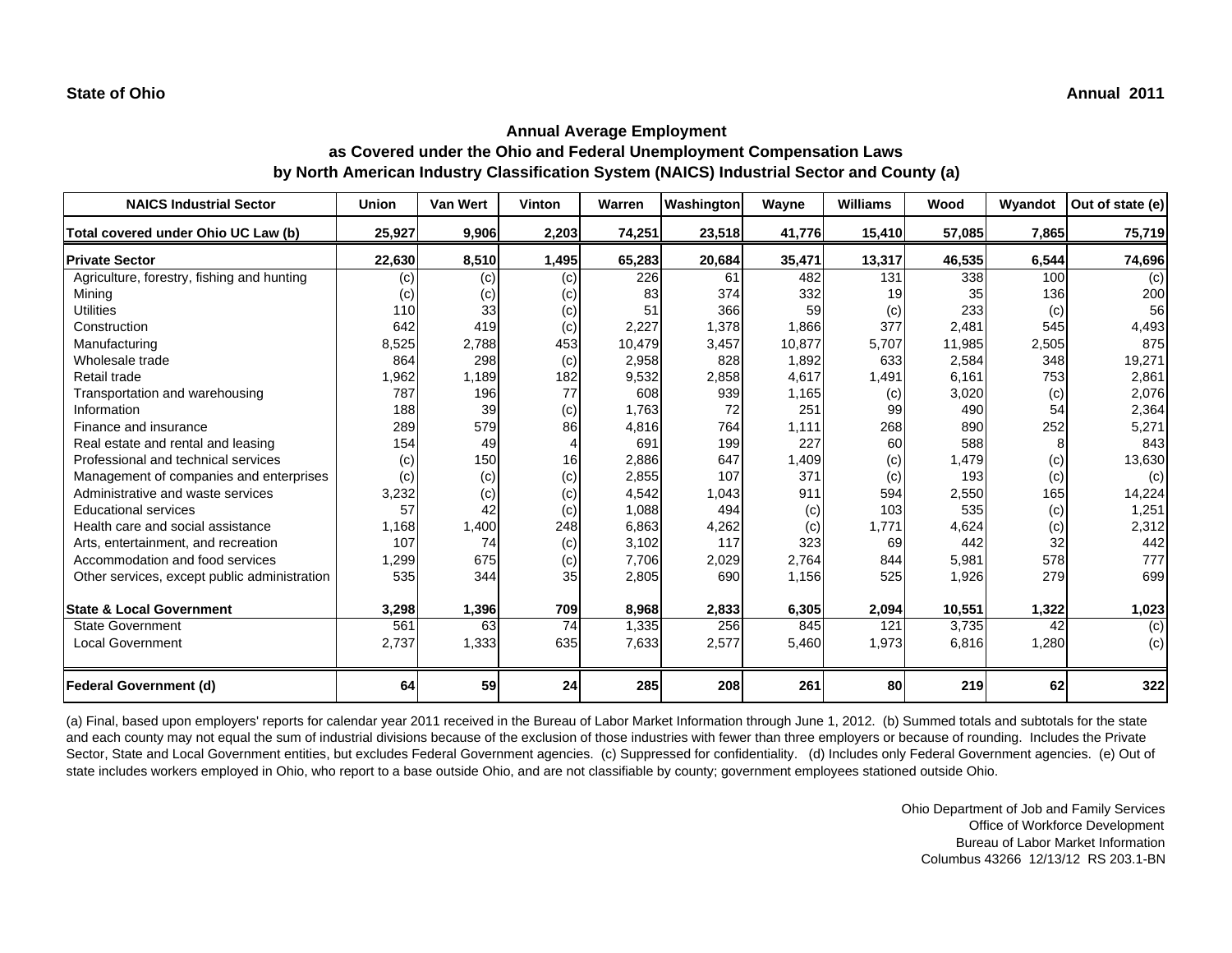**State of Ohio** **Annual 2011**

## Annual Average Employment
## as Covered under the Ohio and Federal Unemployment Compensation Laws
## by North American Industry Classification System (NAICS) Industrial Sector and County (a)

| NAICS Industrial Sector | Union | Van Wert | Vinton | Warren | Washington | Wayne | Williams | Wood | Wyandot | Out of state (e) |
|---|---|---|---|---|---|---|---|---|---|---|
| **Total covered under Ohio UC Law (b)** | **25,927** | **9,906** | **2,203** | **74,251** | **23,518** | **41,776** | **15,410** | **57,085** | **7,865** | **75,719** |
| **Private Sector** | **22,630** | **8,510** | **1,495** | **65,283** | **20,684** | **35,471** | **13,317** | **46,535** | **6,544** | **74,696** |
| Agriculture, forestry, fishing and hunting | (c) | (c) | (c) | 226 | 61 | 482 | 131 | 338 | 100 | (c) |
| Mining | (c) | (c) | (c) | 83 | 374 | 332 | 19 | 35 | 136 | 200 |
| Utilities | 110 | 33 | (c) | 51 | 366 | 59 | (c) | 233 | (c) | 56 |
| Construction | 642 | 419 | (c) | 2,227 | 1,378 | 1,866 | 377 | 2,481 | 545 | 4,493 |
| Manufacturing | 8,525 | 2,788 | 453 | 10,479 | 3,457 | 10,877 | 5,707 | 11,985 | 2,505 | 875 |
| Wholesale trade | 864 | 298 | (c) | 2,958 | 828 | 1,892 | 633 | 2,584 | 348 | 19,271 |
| Retail trade | 1,962 | 1,189 | 182 | 9,532 | 2,858 | 4,617 | 1,491 | 6,161 | 753 | 2,861 |
| Transportation and warehousing | 787 | 196 | 77 | 608 | 939 | 1,165 | (c) | 3,020 | (c) | 2,076 |
| Information | 188 | 39 | (c) | 1,763 | 72 | 251 | 99 | 490 | 54 | 2,364 |
| Finance and insurance | 289 | 579 | 86 | 4,816 | 764 | 1,111 | 268 | 890 | 252 | 5,271 |
| Real estate and rental and leasing | 154 | 49 | 4 | 691 | 199 | 227 | 60 | 588 | 8 | 843 |
| Professional and technical services | (c) | 150 | 16 | 2,886 | 647 | 1,409 | (c) | 1,479 | (c) | 13,630 |
| Management of companies and enterprises | (c) | (c) | (c) | 2,855 | 107 | 371 | (c) | 193 | (c) | (c) |
| Administrative and waste services | 3,232 | (c) | (c) | 4,542 | 1,043 | 911 | 594 | 2,550 | 165 | 14,224 |
| Educational services | 57 | 42 | (c) | 1,088 | 494 | (c) | 103 | 535 | (c) | 1,251 |
| Health care and social assistance | 1,168 | 1,400 | 248 | 6,863 | 4,262 | (c) | 1,771 | 4,624 | (c) | 2,312 |
| Arts, entertainment, and recreation | 107 | 74 | (c) | 3,102 | 117 | 323 | 69 | 442 | 32 | 442 |
| Accommodation and food services | 1,299 | 675 | (c) | 7,706 | 2,029 | 2,764 | 844 | 5,981 | 578 | 777 |
| Other services, except public administration | 535 | 344 | 35 | 2,805 | 690 | 1,156 | 525 | 1,926 | 279 | 699 |
| **State & Local Government** | **3,298** | **1,396** | **709** | **8,968** | **2,833** | **6,305** | **2,094** | **10,551** | **1,322** | **1,023** |
| State Government | 561 | 63 | 74 | 1,335 | 256 | 845 | 121 | 3,735 | 42 | (c) |
| Local Government | 2,737 | 1,333 | 635 | 7,633 | 2,577 | 5,460 | 1,973 | 6,816 | 1,280 | (c) |
| **Federal Government (d)** | **64** | **59** | **24** | **285** | **208** | **261** | **80** | **219** | **62** | **322** |

(a) Final, based upon employers' reports for calendar year 2011 received in the Bureau of Labor Market Information through June 1, 2012. (b) Summed totals and subtotals for the state and each county may not equal the sum of industrial divisions because of the exclusion of those industries with fewer than three employers or because of rounding. Includes the Private Sector, State and Local Government entities, but excludes Federal Government agencies. (c) Suppressed for confidentiality. (d) Includes only Federal Government agencies. (e) Out of state includes workers employed in Ohio, who report to a base outside Ohio, and are not classifiable by county; government employees stationed outside Ohio.

Ohio Department of Job and Family Services
Office of Workforce Development
Bureau of Labor Market Information
Columbus 43266 12/13/12 RS 203.1-BN